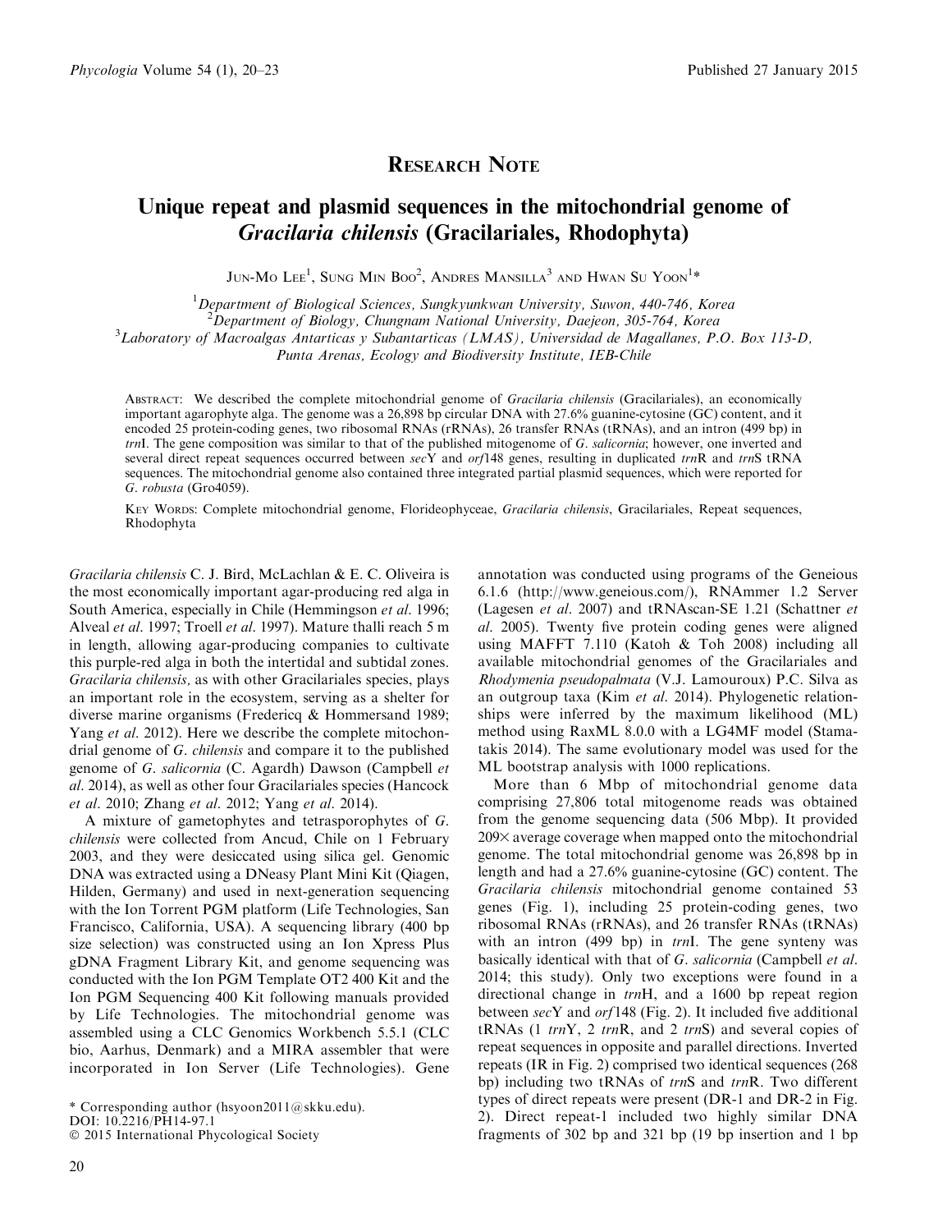## Research Note

# Unique repeat and plasmid sequences in the mitochondrial genome of *Gracilaria chilensis* (Gracilariales, Rhodophyta)

Jun-Mo Lee[1], Sung Min Boo[2], Andres Mansilla[3] and Hwan Su Yoon[1]*

[1]Department of Biological Sciences, Sungkyunkwan University, Suwon, 440-746, Korea

[2]Department of Biology, Chungnam National University, Daejeon, 305-764, Korea

[3]Laboratory of Macroalgas Antarticas y Subantarticas (LMAS), Universidad de Magallanes, P.O. Box 113-D, Punta Arenas, Ecology and Biodiversity Institute, IEB-Chile

Abstract: We described the complete mitochondrial genome of *Gracilaria chilensis* (Gracilariales), an economically important agarophyte alga. The genome was a 26,898 bp circular DNA with 27.6% guanine-cytosine (GC) content, and it encoded 25 protein-coding genes, two ribosomal RNAs (rRNAs), 26 transfer RNAs (tRNAs), and an intron (499 bp) in *trn*I. The gene composition was similar to that of the published mitogenome of *G. salicornia*; however, one inverted and several direct repeat sequences occurred between *sec*Y and *orf*148 genes, resulting in duplicated *trn*R and *trn*S tRNA sequences. The mitochondrial genome also contained three integrated partial plasmid sequences, which were reported for *G. robusta* (Gro4059).

Key Words: Complete mitochondrial genome, Florideophyceae, *Gracilaria chilensis*, Gracilariales, Repeat sequences, Rhodophyta

*Gracilaria chilensis* C. J. Bird, McLachlan & E. C. Oliveira is the most economically important agar-producing red alga in South America, especially in Chile (Hemmingson *et al.* 1996; Alveal *et al.* 1997; Troell *et al.* 1997). Mature thalli reach 5 m in length, allowing agar-producing companies to cultivate this purple-red alga in both the intertidal and subtidal zones. *Gracilaria chilensis,* as with other Gracilariales species, plays an important role in the ecosystem, serving as a shelter for diverse marine organisms (Fredericq & Hommersand 1989; Yang *et al.* 2012). Here we describe the complete mitochondrial genome of *G. chilensis* and compare it to the published genome of *G. salicornia* (C. Agardh) Dawson (Campbell *et al.* 2014), as well as other four Gracilariales species (Hancock *et al.* 2010; Zhang *et al.* 2012; Yang *et al.* 2014).

A mixture of gametophytes and tetrasporophytes of *G. chilensis* were collected from Ancud, Chile on 1 February 2003, and they were desiccated using silica gel. Genomic DNA was extracted using a DNeasy Plant Mini Kit (Qiagen, Hilden, Germany) and used in next-generation sequencing with the Ion Torrent PGM platform (Life Technologies, San Francisco, California, USA). A sequencing library (400 bp size selection) was constructed using an Ion Xpress Plus gDNA Fragment Library Kit, and genome sequencing was conducted with the Ion PGM Template OT2 400 Kit and the Ion PGM Sequencing 400 Kit following manuals provided by Life Technologies. The mitochondrial genome was assembled using a CLC Genomics Workbench 5.5.1 (CLC bio, Aarhus, Denmark) and a MIRA assembler that were incorporated in Ion Server (Life Technologies). Gene annotation was conducted using programs of the Geneious 6.1.6 (http://www.geneious.com/), RNAmmer 1.2 Server (Lagesen *et al.* 2007) and tRNAscan-SE 1.21 (Schattner *et al.* 2005). Twenty five protein coding genes were aligned using MAFFT 7.110 (Katoh & Toh 2008) including all available mitochondrial genomes of the Gracilariales and *Rhodymenia pseudopalmata* (V.J. Lamouroux) P.C. Silva as an outgroup taxa (Kim *et al.* 2014). Phylogenetic relationships were inferred by the maximum likelihood (ML) method using RaxML 8.0.0 with a LG4MF model (Stamatakis 2014). The same evolutionary model was used for the ML bootstrap analysis with 1000 replications.

More than 6 Mbp of mitochondrial genome data comprising 27,806 total mitogenome reads was obtained from the genome sequencing data (506 Mbp). It provided 209× average coverage when mapped onto the mitochondrial genome. The total mitochondrial genome was 26,898 bp in length and had a 27.6% guanine-cytosine (GC) content. The *Gracilaria chilensis* mitochondrial genome contained 53 genes (Fig. 1), including 25 protein-coding genes, two ribosomal RNAs (rRNAs), and 26 transfer RNAs (tRNAs) with an intron (499 bp) in *trn*I. The gene synteny was basically identical with that of *G. salicornia* (Campbell *et al.* 2014; this study). Only two exceptions were found in a directional change in *trn*H, and a 1600 bp repeat region between *sec*Y and *orf*148 (Fig. 2). It included five additional tRNAs (1 *trn*Y, 2 *trn*R, and 2 *trn*S) and several copies of repeat sequences in opposite and parallel directions. Inverted repeats (IR in Fig. 2) comprised two identical sequences (268 bp) including two tRNAs of *trn*S and *trn*R. Two different types of direct repeats were present (DR-1 and DR-2 in Fig. 2). Direct repeat-1 included two highly similar DNA fragments of 302 bp and 321 bp (19 bp insertion and 1 bp

* Corresponding author (hsyoon2011@skku.edu).
DOI: 10.2216/PH14-97.1
© 2015 International Phycological Society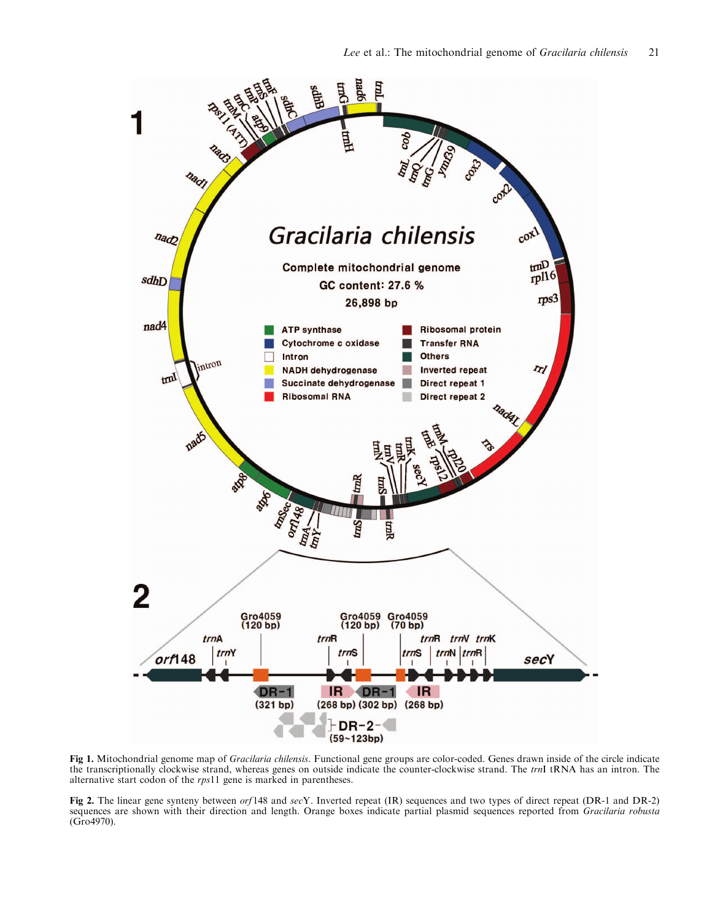**Fig 1.** Mitochondrial genome map of *Gracilaria chilensis*. Functional gene groups are color-coded. Genes drawn inside of the circle indicate the transcriptionally clockwise strand, whereas genes on outside indicate the counter-clockwise strand. The *trn*I tRNA has an intron. The alternative start codon of the *rps*11 gene is marked in parentheses.

**Fig 2.** The linear gene synteny between *orf*148 and *sec*Y. Inverted repeat (IR) sequences and two types of direct repeat (DR-1 and DR-2) sequences are shown with their direction and length. Orange boxes indicate partial plasmid sequences reported from *Gracilaria robusta* (Gro4970).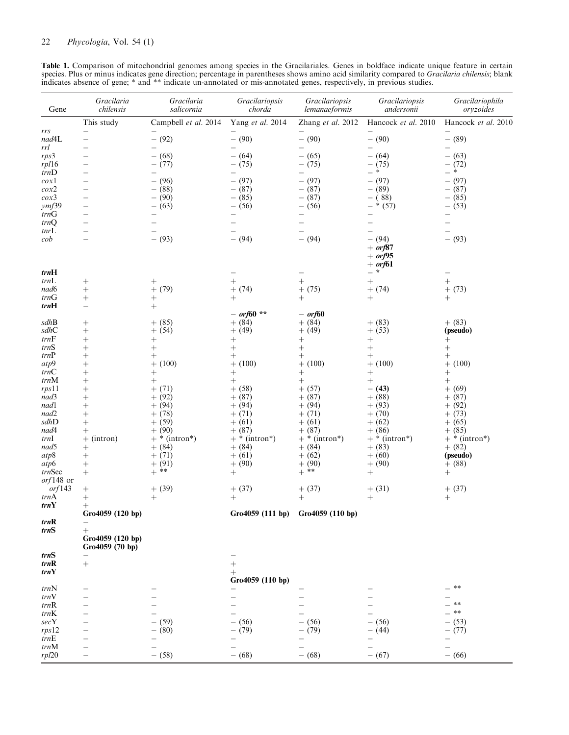**Table 1.** Comparison of mitochondrial genomes among species in the Gracilariales. Genes in boldface indicate unique feature in certain species. Plus or minus indicates gene direction; percentage in parentheses shows amino acid similarity compared to *Gracilaria chilensis*; blank indicates absence of gene; * and ** indicate un-annotated or mis-annotated genes, respectively, in previous studies.

| Gene | *Gracilaria chilensis* | *Gracilaria salicornia* | *Gracilariopsis chorda* | *Gracilariopsis lemanaeformis* | *Gracilariopsis andersonii* | *Gracilariophila oryzoides* |
|---|---|---|---|---|---|---|
| | This study | Campbell *et al.* 2014 | Yang *et al.* 2014 | Zhang *et al.* 2012 | Hancock *et al.* 2010 | Hancock *et al.* 2010 |
| *rrs* | − | − | − | − | − | − |
| *nad*4L | − | − (92) | − (90) | − (90) | − (90) | − (89) |
| *rrl* | − | − | − | − | − | − |
| *rps*3 | − | − (68) | − (64) | − (65) | − (64) | − (63) |
| *rpl*16 | − | − (77) | − (75) | − (75) | − (75) | − (72) |
| *trn*D | − | − | − | − | − * | − * |
| *cox*1 | − | − (96) | − (97) | − (97) | − (97) | − (97) |
| *cox*2 | − | − (88) | − (87) | − (87) | − (89) | − (87) |
| *cox*3 | − | − (90) | − (85) | − (87) | − ( 88) | − (85) |
| *ymf*39 | − | − (63) | − (56) | − (56) | − * (57) | − (53) |
| *trn*G | − | − | − | − | − | − |
| *trn*Q | − | − | − | − | − | − |
| *tnr*L | − | − | − | − | − | − |
| *cob* | − | − (93) | − (94) | − (94) | − (94) | − (93) |
| | | | | | + ***orf*87** | |
| | | | | | + ***orf*95** | |
| | | | | | + ***orf*61** | |
| ***trn*H** | | | − | − | − * | − |
| *trn*L | + | + | + | + | + | + |
| *nad*6 | + | + (79) | + (74) | + (75) | + (74) | + (73) |
| *trn*G | + | + | + | + | + | + |
| ***trn*H** | − | + | | | | |
| | | | − ***orf*60** ** | − ***orf*60** | | |
| *sdh*B | + | + (85) | + (84) | + (84) | + (83) | + (83) |
| *sdh*C | + | + (54) | + (49) | + (49) | + (53) | **(pseudo)** |
| *trn*F | + | + | + | + | + | + |
| *trn*S | + | + | + | + | + | + |
| *trn*P | + | + | + | + | + | + |
| *atp*9 | + | + (100) | + (100) | + (100) | + (100) | + (100) |
| *trn*C | + | + | + | + | + | + |
| *trn*M | + | + | + | + | + | + |
| *rps*11 | + | + (71) | + (58) | + (57) | − **(43)** | + (69) |
| *nad*3 | + | + (92) | + (87) | + (87) | + (88) | + (87) |
| *nad*1 | + | + (94) | + (94) | + (94) | + (93) | + (92) |
| *nad*2 | + | + (78) | + (71) | + (71) | + (70) | + (73) |
| *sdh*D | + | + (59) | + (61) | + (61) | + (62) | + (65) |
| *nad*4 | + | + (90) | + (87) | + (87) | + (86) | + (85) |
| *trn*I | + (intron) | + * (intron*) | + * (intron*) | + * (intron*) | + * (intron*) | + * (intron*) |
| *nad*5 | + | + (84) | + (84) | + (84) | + (83) | + (82) |
| *atp*8 | + | + (71) | + (61) | + (62) | + (60) | **(pseudo)** |
| *atp*6 | + | + (91) | + (90) | + (90) | + (90) | + (88) |
| *trn*Sec | + | + ** | + | + ** | + | + |
| *orf*148 or *orf*143 | + | + (39) | + (37) | + (37) | + (31) | + (37) |
| *trn*A | + | + | + | + | + | + |
| ***trn*Y** | + | | | | | |
| | **Gro4059 (120 bp)** | | **Gro4059 (111 bp)** | **Gro4059 (110 bp)** | | |
| ***trn*R** | − | | | | | |
| ***trn*S** | + | | | | | |
| | **Gro4059 (120 bp)** | | | | | |
| | **Gro4059 (70 bp)** | | | | | |
| ***trn*S** | − | | − | | | |
| ***trn*R** | + | | + | | | |
| ***trn*Y** | | | + | | | |
| | | | **Gro4059 (110 bp)** | | | |
| *trn*N | − | − | − | − | − | − ** |
| *trn*V | − | − | − | − | − | − |
| *trn*R | − | − | − | − | − | − ** |
| *trn*K | − | − | − | − | − | − ** |
| *sec*Y | − | − (59) | − (56) | − (56) | − (56) | − (53) |
| *rps*12 | − | − (80) | − (79) | − (79) | − (44) | − (77) |
| *trn*E | − | − | − | − | − | − |
| *trn*M | − | − | − | − | − | − |
| *rpl*20 | − | − (58) | − (68) | − (68) | − (67) | − (66) |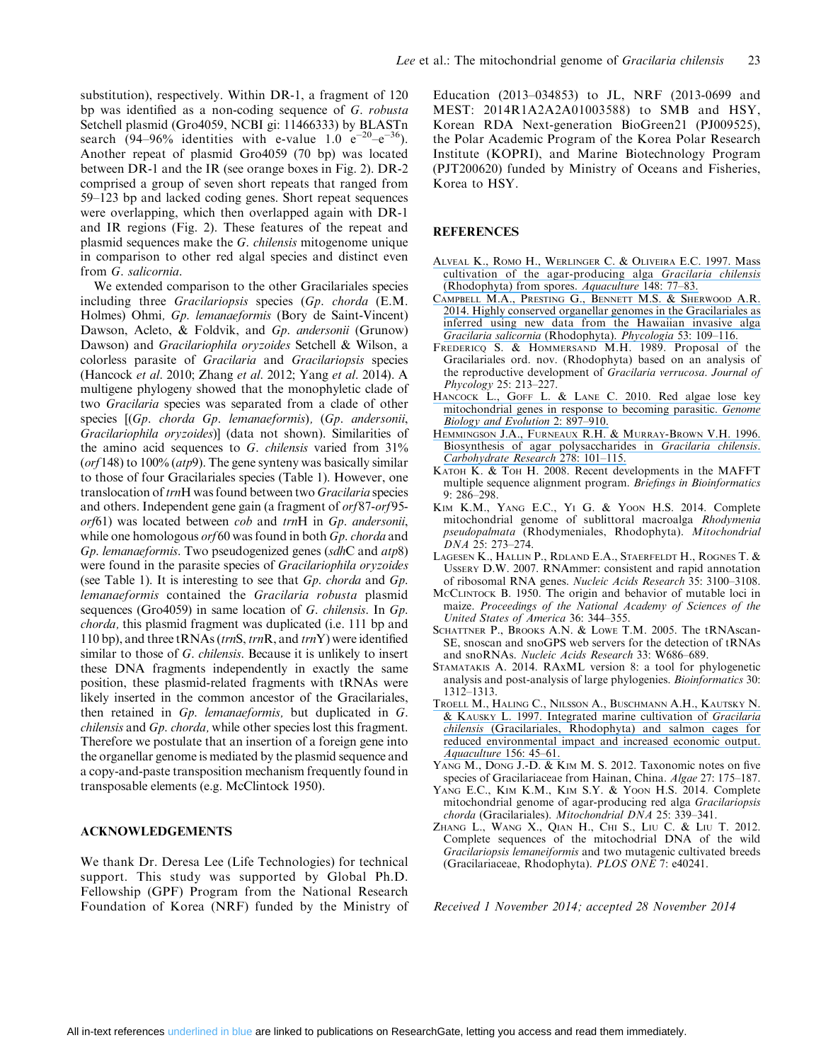substitution), respectively. Within DR-1, a fragment of 120 bp was identified as a non-coding sequence of *G. robusta* Setchell plasmid (Gro4059, NCBI gi: 11466333) by BLASTn search (94–96% identities with e-value 1.0 $e^{-20}$–$e^{-36}$). Another repeat of plasmid Gro4059 (70 bp) was located between DR-1 and the IR (see orange boxes in Fig. 2). DR-2 comprised a group of seven short repeats that ranged from 59–123 bp and lacked coding genes. Short repeat sequences were overlapping, which then overlapped again with DR-1 and IR regions (Fig. 2). These features of the repeat and plasmid sequences make the *G. chilensis* mitogenome unique in comparison to other red algal species and distinct even from *G. salicornia*.

We extended comparison to the other Gracilariales species including three *Gracilariopsis* species (*Gp. chorda* (E.M. Holmes) Ohmi, *Gp. lemanaeformis* (Bory de Saint-Vincent) Dawson, Acleto, & Foldvik, and *Gp. andersonii* (Grunow) Dawson) and *Gracilariophila oryzoides* Setchell & Wilson, a colorless parasite of *Gracilaria* and *Gracilariopsis* species (Hancock *et al*. 2010; Zhang *et al*. 2012; Yang *et al*. 2014). A multigene phylogeny showed that the monophyletic clade of two *Gracilaria* species was separated from a clade of other species [(*Gp. chorda Gp. lemanaeformis*), (*Gp. andersonii*, *Gracilariophila oryzoides*)] (data not shown). Similarities of the amino acid sequences to *G. chilensis* varied from 31% (*orf*148) to 100% (*atp*9). The gene synteny was basically similar to those of four Gracilariales species (Table 1). However, one translocation of *trn*H was found between two *Gracilaria* species and others. Independent gene gain (a fragment of *orf*87-*orf*95-*orf*61) was located between *cob* and *trn*H in *Gp. andersonii*, while one homologous *orf*60 was found in both *Gp. chorda* and *Gp. lemanaeformis*. Two pseudogenized genes (*sdh*C and *atp*8) were found in the parasite species of *Gracilariophila oryzoides* (see Table 1). It is interesting to see that *Gp. chorda* and *Gp. lemanaeformis* contained the *Gracilaria robusta* plasmid sequences (Gro4059) in same location of *G. chilensis*. In *Gp. chorda,* this plasmid fragment was duplicated (i.e. 111 bp and 110 bp), and three tRNAs (*trn*S, *trn*R, and *trn*Y) were identified similar to those of *G. chilensis*. Because it is unlikely to insert these DNA fragments independently in exactly the same position, these plasmid-related fragments with tRNAs were likely inserted in the common ancestor of the Gracilariales, then retained in *Gp. lemanaeformis,* but duplicated in *G. chilensis* and *Gp. chorda,* while other species lost this fragment. Therefore we postulate that an insertion of a foreign gene into the organellar genome is mediated by the plasmid sequence and a copy-and-paste transposition mechanism frequently found in transposable elements (e.g. McClintock 1950).

## ACKNOWLEDGEMENTS

We thank Dr. Deresa Lee (Life Technologies) for technical support. This study was supported by Global Ph.D. Fellowship (GPF) Program from the National Research Foundation of Korea (NRF) funded by the Ministry of Education (2013–034853) to JL, NRF (2013-0699 and MEST: 2014R1A2A2A01003588) to SMB and HSY, Korean RDA Next-generation BioGreen21 (PJ009525), the Polar Academic Program of the Korea Polar Research Institute (KOPRI), and Marine Biotechnology Program (PJT200620) funded by Ministry of Oceans and Fisheries, Korea to HSY.

## REFERENCES

Alveal K., Romo H., Werlinger C. & Oliveira E.C. 1997. Mass cultivation of the agar-producing alga *Gracilaria chilensis* (Rhodophyta) from spores. *Aquaculture* 148: 77–83.

Campbell M.A., Presting G., Bennett M.S. & Sherwood A.R. 2014. Highly conserved organellar genomes in the Gracilariales as inferred using new data from the Hawaiian invasive alga *Gracilaria salicornia* (Rhodophyta). *Phycologia* 53: 109–116.

Fredericq S. & Hommersand M.H. 1989. Proposal of the Gracilariales ord. nov. (Rhodophyta) based on an analysis of the reproductive development of *Gracilaria verrucosa*. *Journal of Phycology* 25: 213–227.

Hancock L., Goff L. & Lane C. 2010. Red algae lose key mitochondrial genes in response to becoming parasitic. *Genome Biology and Evolution* 2: 897–910.

Hemmingson J.A., Furneaux R.H. & Murray-Brown V.H. 1996. Biosynthesis of agar polysaccharides in *Gracilaria chilensis*. *Carbohydrate Research* 278: 101–115.

Katoh K. & Toh H. 2008. Recent developments in the MAFFT multiple sequence alignment program. *Briefings in Bioinformatics* 9: 286–298.

Kim K.M., Yang E.C., Yi G. & Yoon H.S. 2014. Complete mitochondrial genome of sublittoral macroalga *Rhodymenia pseudopalmata* (Rhodymeniales, Rhodophyta). *Mitochondrial DNA* 25: 273–274.

Lagesen K., Hallin P., Rdland E.A., Staerfeldt H., Rognes T. & Ussery D.W. 2007. RNAmmer: consistent and rapid annotation of ribosomal RNA genes. *Nucleic Acids Research* 35: 3100–3108.

McClintock B. 1950. The origin and behavior of mutable loci in maize. *Proceedings of the National Academy of Sciences of the United States of America* 36: 344–355.

Schattner P., Brooks A.N. & Lowe T.M. 2005. The tRNAscan-SE, snoscan and snoGPS web servers for the detection of tRNAs and snoRNAs. *Nucleic Acids Research* 33: W686–689.

Stamatakis A. 2014. RAxML version 8: a tool for phylogenetic analysis and post-analysis of large phylogenies. *Bioinformatics* 30: 1312–1313.

Troell M., Haling C., Nilsson A., Buschmann A.H., Kautsky N. & Kausky L. 1997. Integrated marine cultivation of *Gracilaria chilensis* (Gracilariales, Rhodophyta) and salmon cages for reduced environmental impact and increased economic output. *Aquaculture* 156: 45–61.

Yang M., Dong J.-D. & Kim M. S. 2012. Taxonomic notes on five species of Gracilariaceae from Hainan, China. *Algae* 27: 175–187.

Yang E.C., Kim K.M., Kim S.Y. & Yoon H.S. 2014. Complete mitochondrial genome of agar-producing red alga *Gracilariopsis chorda* (Gracilariales). *Mitochondrial DNA* 25: 339–341.

Zhang L., Wang X., Qian H., Chi S., Liu C. & Liu T. 2012. Complete sequences of the mitochondrial DNA of the wild *Gracilariopsis lemaneiformis* and two mutagenic cultivated breeds (Gracilariaceae, Rhodophyta). *PLOS ONE* 7: e40241.

*Received 1 November 2014; accepted 28 November 2014*